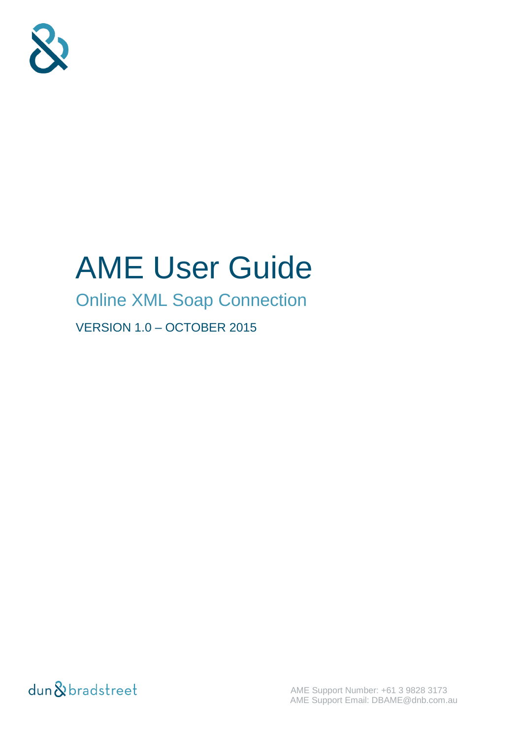# AME User Guide

## Online XML Soap Connection

VERSION 1.0 – OCTOBER 2015

AME Support Number: +61 3 9828 3173
AME Support Email: DBAME@dnb.com.au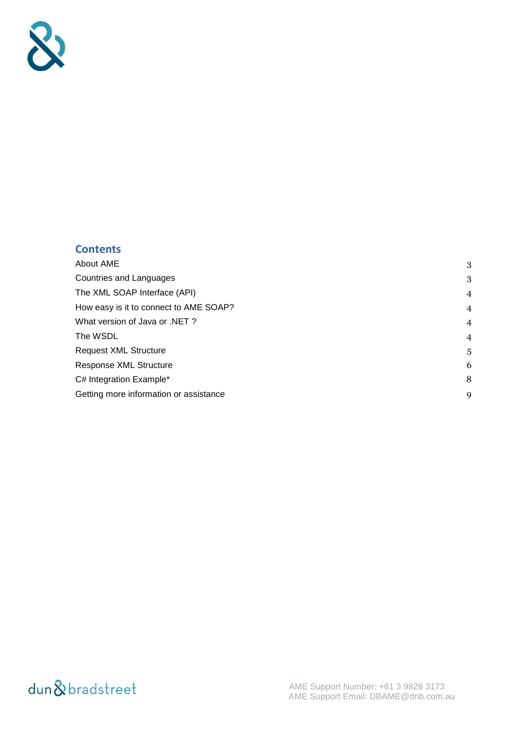## Contents

| | |
|---|---|
| About AME | 3 |
| Countries and Languages | 3 |
| The XML SOAP Interface (API) | 4 |
| How easy is it to connect to AME SOAP? | 4 |
| What version of Java or .NET ? | 4 |
| The WSDL | 4 |
| Request XML Structure | 5 |
| Response XML Structure | 6 |
| C# Integration Example* | 8 |
| Getting more information or assistance | 9 |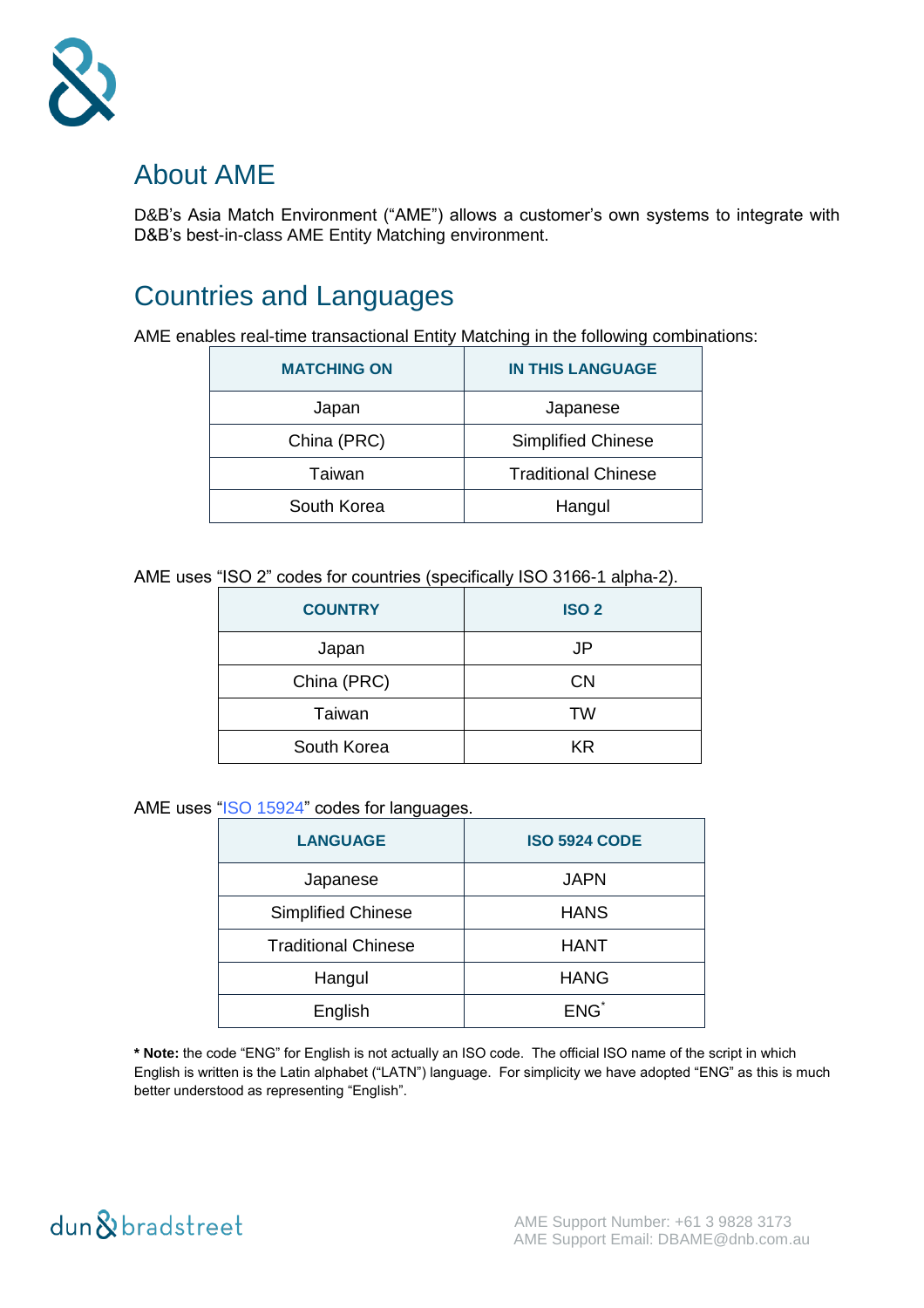## About AME

D&B's Asia Match Environment ("AME") allows a customer's own systems to integrate with D&B's best-in-class AME Entity Matching environment.

## Countries and Languages

AME enables real-time transactional Entity Matching in the following combinations:

| MATCHING ON | IN THIS LANGUAGE |
|---|---|
| Japan | Japanese |
| China (PRC) | Simplified Chinese |
| Taiwan | Traditional Chinese |
| South Korea | Hangul |

AME uses "ISO 2" codes for countries (specifically ISO 3166-1 alpha-2).

| COUNTRY | ISO 2 |
|---|---|
| Japan | JP |
| China (PRC) | CN |
| Taiwan | TW |
| South Korea | KR |

AME uses "ISO 15924" codes for languages.

| LANGUAGE | ISO 5924 CODE |
|---|---|
| Japanese | JAPN |
| Simplified Chinese | HANS |
| Traditional Chinese | HANT |
| Hangul | HANG |
| English | ENG* |

**\* Note:** the code "ENG" for English is not actually an ISO code. The official ISO name of the script in which English is written is the Latin alphabet ("LATN") language. For simplicity we have adopted "ENG" as this is much better understood as representing "English".

AME Support Number: +61 3 9828 3173
AME Support Email: DBAME@dnb.com.au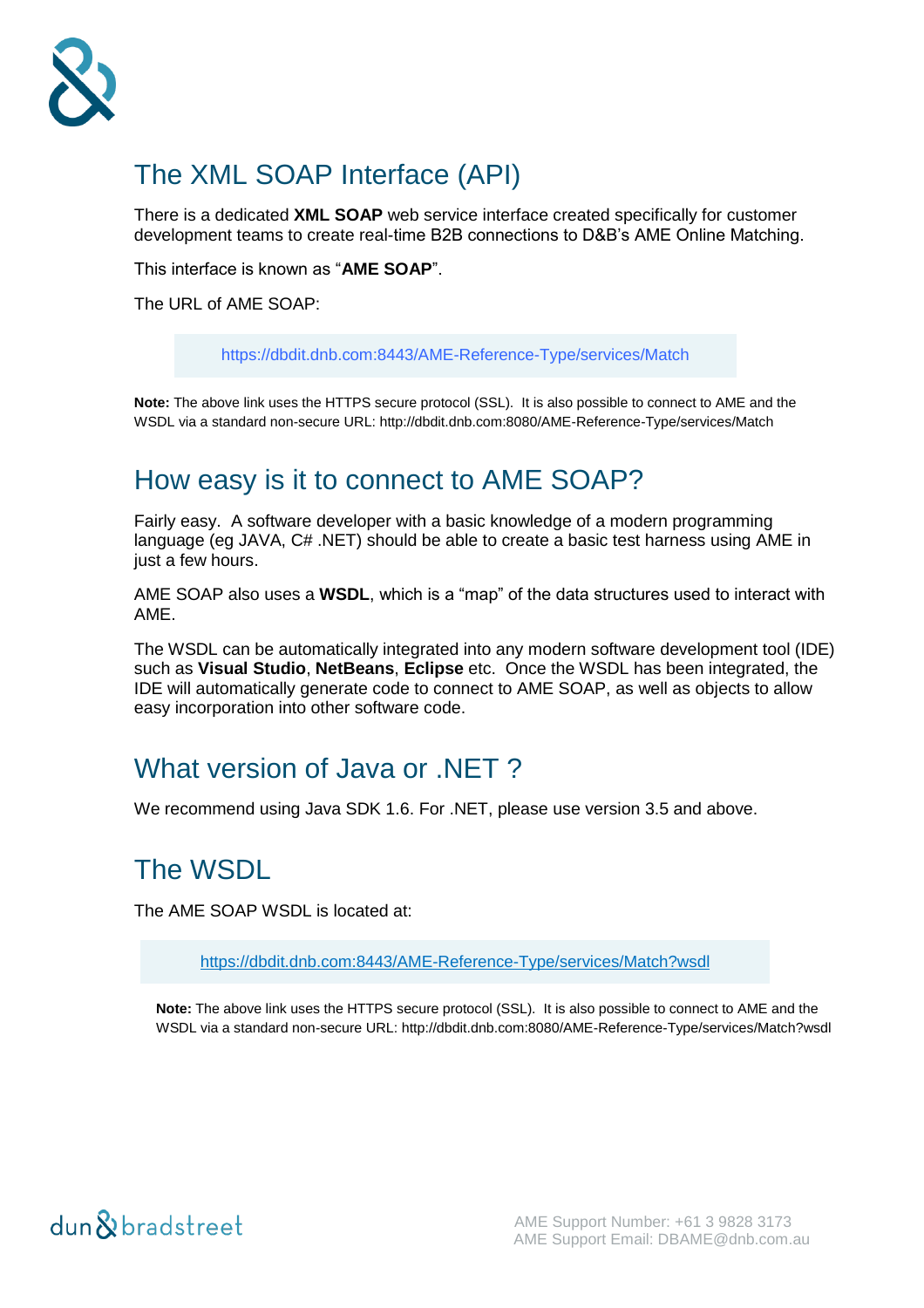## The XML SOAP Interface (API)

There is a dedicated **XML SOAP** web service interface created specifically for customer development teams to create real-time B2B connections to D&B's AME Online Matching.

This interface is known as "**AME SOAP**".

The URL of AME SOAP:

> https://dbdit.dnb.com:8443/AME-Reference-Type/services/Match

**Note:** The above link uses the HTTPS secure protocol (SSL). It is also possible to connect to AME and the WSDL via a standard non-secure URL: http://dbdit.dnb.com:8080/AME-Reference-Type/services/Match

## How easy is it to connect to AME SOAP?

Fairly easy. A software developer with a basic knowledge of a modern programming language (eg JAVA, C# .NET) should be able to create a basic test harness using AME in just a few hours.

AME SOAP also uses a **WSDL**, which is a "map" of the data structures used to interact with AME.

The WSDL can be automatically integrated into any modern software development tool (IDE) such as **Visual Studio**, **NetBeans**, **Eclipse** etc. Once the WSDL has been integrated, the IDE will automatically generate code to connect to AME SOAP, as well as objects to allow easy incorporation into other software code.

## What version of Java or .NET ?

We recommend using Java SDK 1.6. For .NET, please use version 3.5 and above.

## The WSDL

The AME SOAP WSDL is located at:

> https://dbdit.dnb.com:8443/AME-Reference-Type/services/Match?wsdl

**Note:** The above link uses the HTTPS secure protocol (SSL). It is also possible to connect to AME and the WSDL via a standard non-secure URL: http://dbdit.dnb.com:8080/AME-Reference-Type/services/Match?wsdl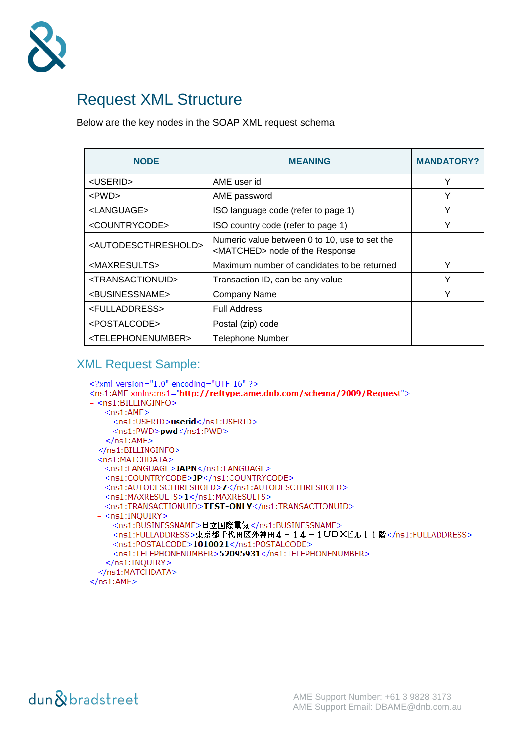# Request XML Structure

Below are the key nodes in the SOAP XML request schema

| NODE | MEANING | MANDATORY? |
|---|---|---|
| <USERID> | AME user id | Y |
| <PWD> | AME password | Y |
| <LANGUAGE> | ISO language code (refer to page 1) | Y |
| <COUNTRYCODE> | ISO country code (refer to page 1) | Y |
| <AUTODESCTHRESHOLD> | Numeric value between 0 to 10, use to set the <MATCHED> node of the Response | |
| <MAXRESULTS> | Maximum number of candidates to be returned | Y |
| <TRANSACTIONUID> | Transaction ID, can be any value | Y |
| <BUSINESSNAME> | Company Name | Y |
| <FULLADDRESS> | Full Address | |
| <POSTALCODE> | Postal (zip) code | |
| <TELEPHONENUMBER> | Telephone Number | |

## XML Request Sample:

```
<?xml version="1.0" encoding="UTF-16" ?>
- <ns1:AME xmlns:ns1="http://reftype.ame.dnb.com/schema/2009/Request">
  - <ns1:BILLINGINFO>
    - <ns1:AME>
        <ns1:USERID>userid</ns1:USERID>
        <ns1:PWD>pwd</ns1:PWD>
      </ns1:AME>
    </ns1:BILLINGINFO>
  - <ns1:MATCHDATA>
      <ns1:LANGUAGE>JAPN</ns1:LANGUAGE>
      <ns1:COUNTRYCODE>JP</ns1:COUNTRYCODE>
      <ns1:AUTODESCTHRESHOLD>7</ns1:AUTODESCTHRESHOLD>
      <ns1:MAXRESULTS>1</ns1:MAXRESULTS>
      <ns1:TRANSACTIONUID>TEST-ONLY</ns1:TRANSACTIONUID>
    - <ns1:INQUIRY>
        <ns1:BUSINESSNAME>日立国際電気</ns1:BUSINESSNAME>
        <ns1:FULLADDRESS>東京都千代田区外神田４－１４－１UDXビル１１階</ns1:FULLADDRESS>
        <ns1:POSTALCODE>1010021</ns1:POSTALCODE>
        <ns1:TELEPHONENUMBER>52095931</ns1:TELEPHONENUMBER>
      </ns1:INQUIRY>
    </ns1:MATCHDATA>
</ns1:AME>
```

AME Support Number: +61 3 9828 3173
AME Support Email: DBAME@dnb.com.au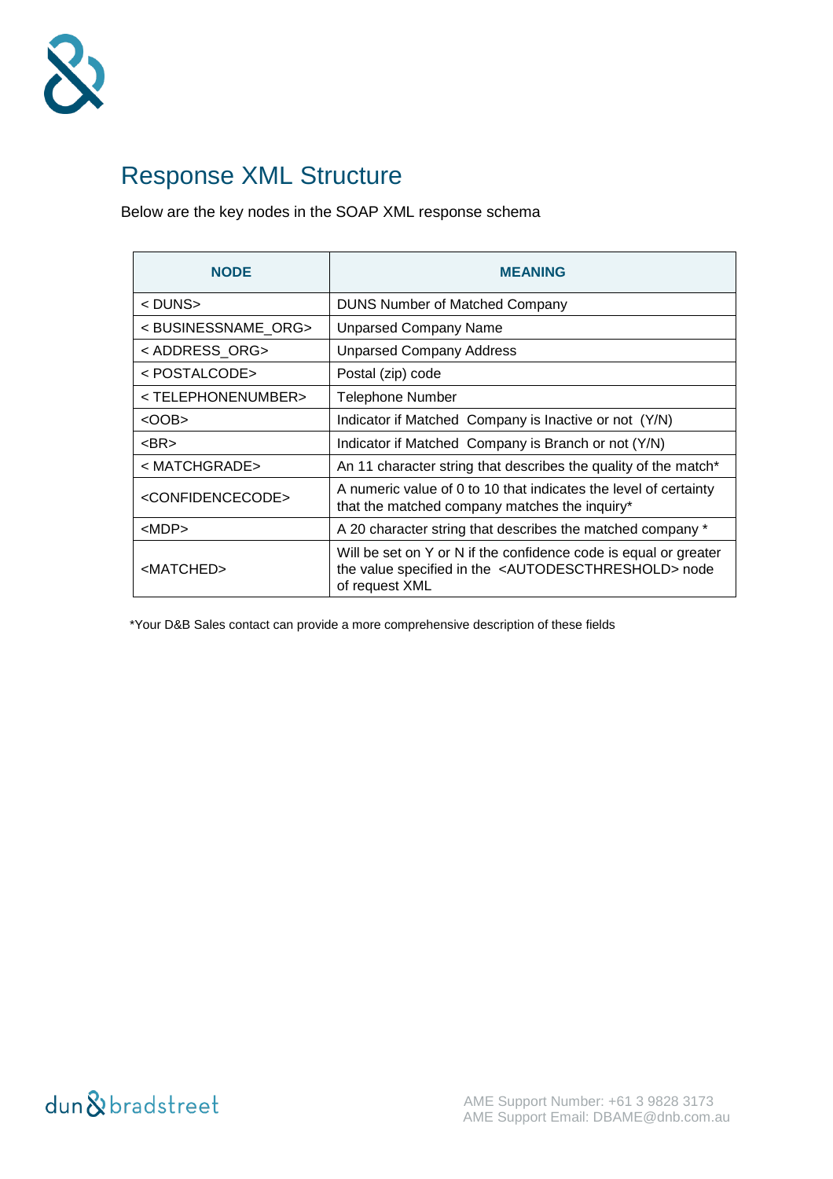# Response XML Structure

Below are the key nodes in the SOAP XML response schema

| NODE | MEANING |
|---|---|
| < DUNS> | DUNS Number of Matched Company |
| < BUSINESSNAME_ORG> | Unparsed Company Name |
| < ADDRESS_ORG> | Unparsed Company Address |
| < POSTALCODE> | Postal (zip) code |
| < TELEPHONENUMBER> | Telephone Number |
| <OOB> | Indicator if Matched Company is Inactive or not (Y/N) |
| <BR> | Indicator if Matched Company is Branch or not (Y/N) |
| < MATCHGRADE> | An 11 character string that describes the quality of the match* |
| <CONFIDENCECODE> | A numeric value of 0 to 10 that indicates the level of certainty that the matched company matches the inquiry* |
| <MDP> | A 20 character string that describes the matched company * |
| <MATCHED> | Will be set on Y or N if the confidence code is equal or greater the value specified in the <AUTODESCTHRESHOLD> node of request XML |

*Your D&B Sales contact can provide a more comprehensive description of these fields

AME Support Number: +61 3 9828 3173
AME Support Email: DBAME@dnb.com.au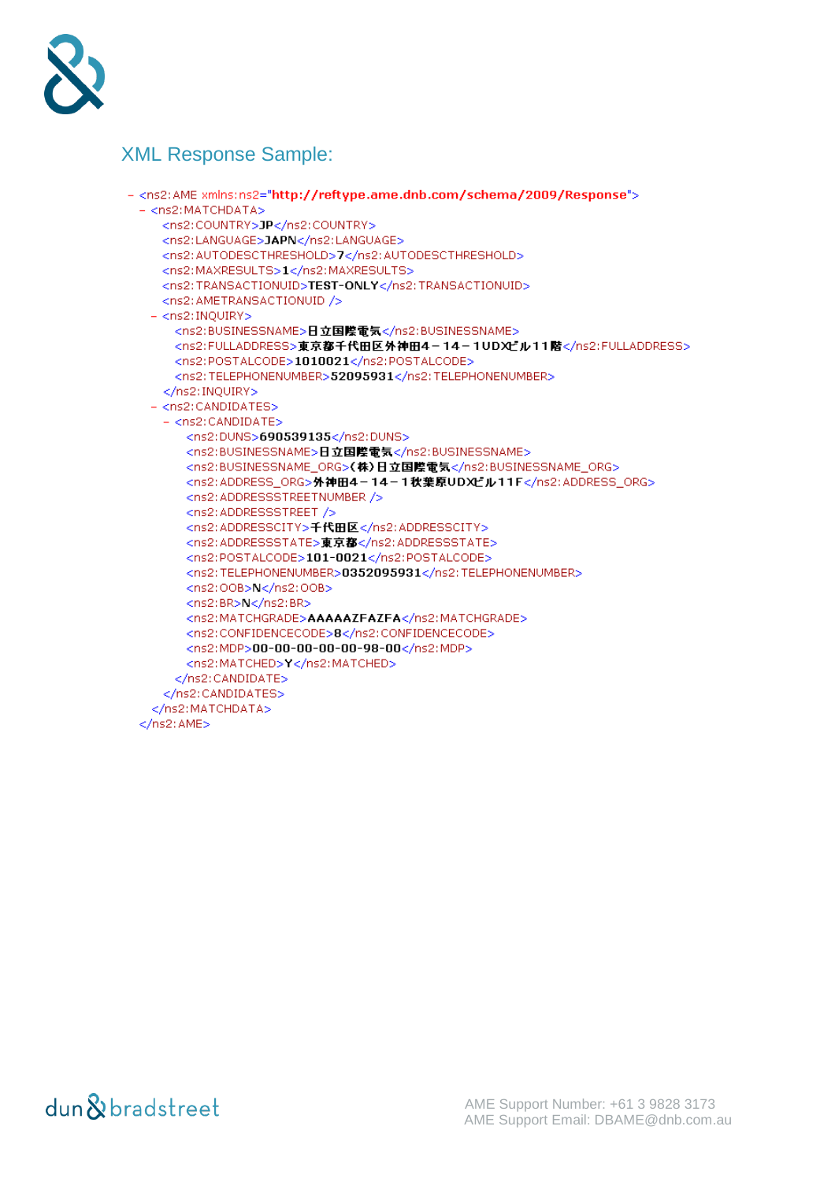## XML Response Sample:

```
- <ns2:AME xmlns:ns2="http://reftype.ame.dnb.com/schema/2009/Response">
  - <ns2:MATCHDATA>
      <ns2:COUNTRY>JP</ns2:COUNTRY>
      <ns2:LANGUAGE>JAPN</ns2:LANGUAGE>
      <ns2:AUTODESCTHRESHOLD>7</ns2:AUTODESCTHRESHOLD>
      <ns2:MAXRESULTS>1</ns2:MAXRESULTS>
      <ns2:TRANSACTIONUID>TEST-ONLY</ns2:TRANSACTIONUID>
      <ns2:AMETRANSACTIONUID />
    - <ns2:INQUIRY>
        <ns2:BUSINESSNAME>日立国際電気</ns2:BUSINESSNAME>
        <ns2:FULLADDRESS>東京都千代田区外神田4－14－1UDXビル11階</ns2:FULLADDRESS>
        <ns2:POSTALCODE>1010021</ns2:POSTALCODE>
        <ns2:TELEPHONENUMBER>52095931</ns2:TELEPHONENUMBER>
      </ns2:INQUIRY>
    - <ns2:CANDIDATES>
      - <ns2:CANDIDATE>
          <ns2:DUNS>690539135</ns2:DUNS>
          <ns2:BUSINESSNAME>日立国際電気</ns2:BUSINESSNAME>
          <ns2:BUSINESSNAME_ORG>(株)日立国際電気</ns2:BUSINESSNAME_ORG>
          <ns2:ADDRESS_ORG>外神田4－14－1秋葉原UDXビル11F</ns2:ADDRESS_ORG>
          <ns2:ADDRESSSTREETNUMBER />
          <ns2:ADDRESSSTREET />
          <ns2:ADDRESSCITY>千代田区</ns2:ADDRESSCITY>
          <ns2:ADDRESSSTATE>東京都</ns2:ADDRESSSTATE>
          <ns2:POSTALCODE>101-0021</ns2:POSTALCODE>
          <ns2:TELEPHONENUMBER>0352095931</ns2:TELEPHONENUMBER>
          <ns2:OOB>N</ns2:OOB>
          <ns2:BR>N</ns2:BR>
          <ns2:MATCHGRADE>AAAAAZFAZFA</ns2:MATCHGRADE>
          <ns2:CONFIDENCECODE>8</ns2:CONFIDENCECODE>
          <ns2:MDP>00-00-00-00-00-98-00</ns2:MDP>
          <ns2:MATCHED>Y</ns2:MATCHED>
        </ns2:CANDIDATE>
      </ns2:CANDIDATES>
    </ns2:MATCHDATA>
  </ns2:AME>
```

AME Support Number: +61 3 9828 3173
AME Support Email: DBAME@dnb.com.au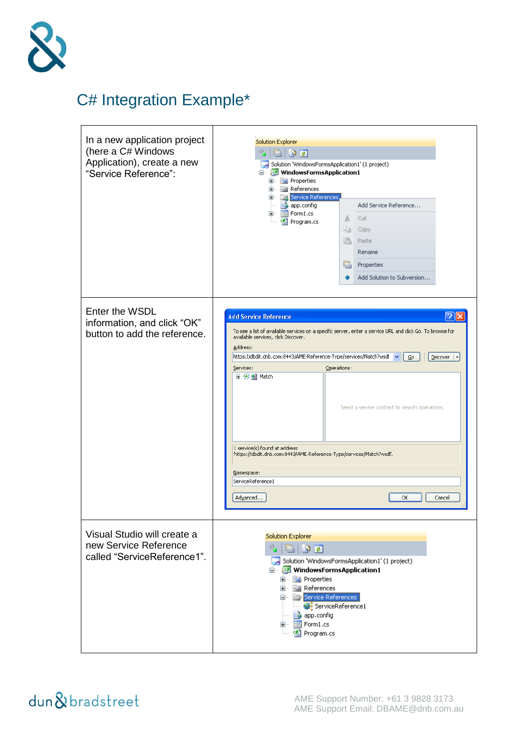# C# Integration Example*

| | |
|---|---|
| In a new application project (here a C# Windows Application), create a new "Service Reference": | |
| Enter the WSDL information, and click "OK" button to add the reference. | |
| Visual Studio will create a new Service Reference called "ServiceReference1". | |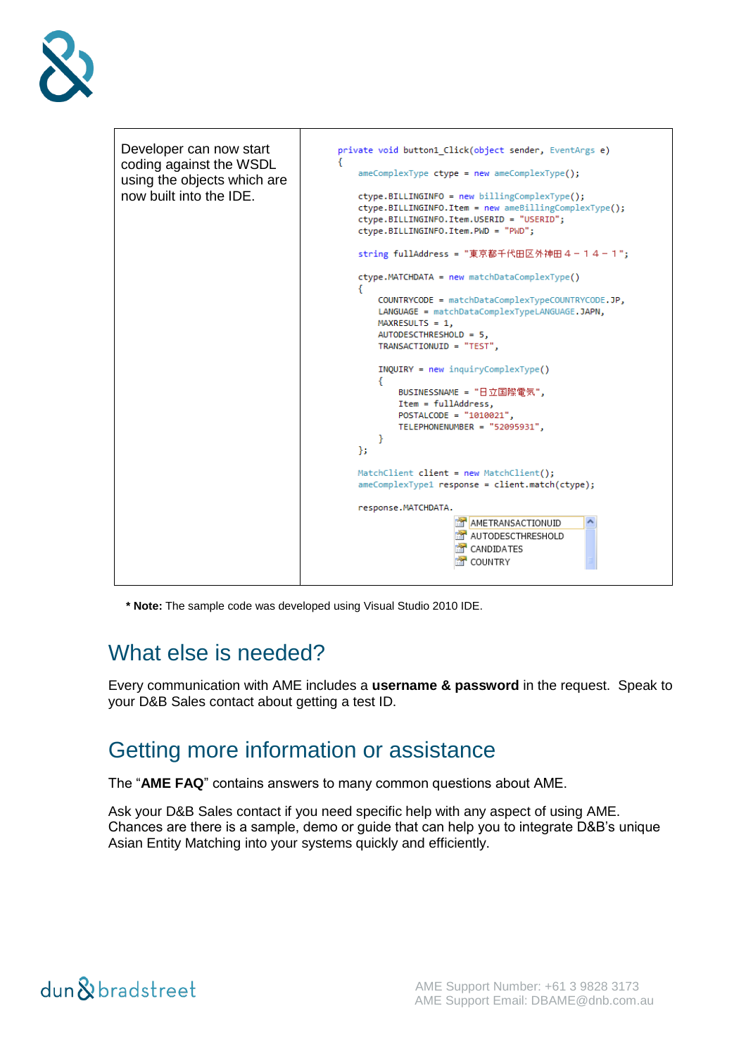| | |
|---|---|
| Developer can now start coding against the WSDL using the objects which are now built into the IDE. | (code below) |

```
private void button1_Click(object sender, EventArgs e)
{
    ameComplexType ctype = new ameComplexType();

    ctype.BILLINGINFO = new billingComplexType();
    ctype.BILLINGINFO.Item = new ameBillingComplexType();
    ctype.BILLINGINFO.Item.USERID = "USERID";
    ctype.BILLINGINFO.Item.PWD = "PWD";

    string fullAddress = "東京都千代田区外神田４－１４－１";

    ctype.MATCHDATA = new matchDataComplexType()
    {
        COUNTRYCODE = matchDataComplexTypeCOUNTRYCODE.JP,
        LANGUAGE = matchDataComplexTypeLANGUAGE.JAPN,
        MAXRESULTS = 1,
        AUTODESCTHRESHOLD = 5,
        TRANSACTIONUID = "TEST",

        INQUIRY = new inquiryComplexType()
        {
            BUSINESSNAME = "日立国際電気",
            Item = fullAddress,
            POSTALCODE = "1010021",
            TELEPHONENUMBER = "52095931",
        }
    };

    MatchClient client = new MatchClient();
    ameComplexType1 response = client.match(ctype);

    response.MATCHDATA.
                    AMETRANSACTIONUID
                    AUTODESCTHRESHOLD
                    CANDIDATES
                    COUNTRY
```

**\* Note:** The sample code was developed using Visual Studio 2010 IDE.

## What else is needed?

Every communication with AME includes a **username & password** in the request. Speak to your D&B Sales contact about getting a test ID.

## Getting more information or assistance

The "**AME FAQ**" contains answers to many common questions about AME.

Ask your D&B Sales contact if you need specific help with any aspect of using AME. Chances are there is a sample, demo or guide that can help you to integrate D&B's unique Asian Entity Matching into your systems quickly and efficiently.

AME Support Number: +61 3 9828 3173
AME Support Email: DBAME@dnb.com.au